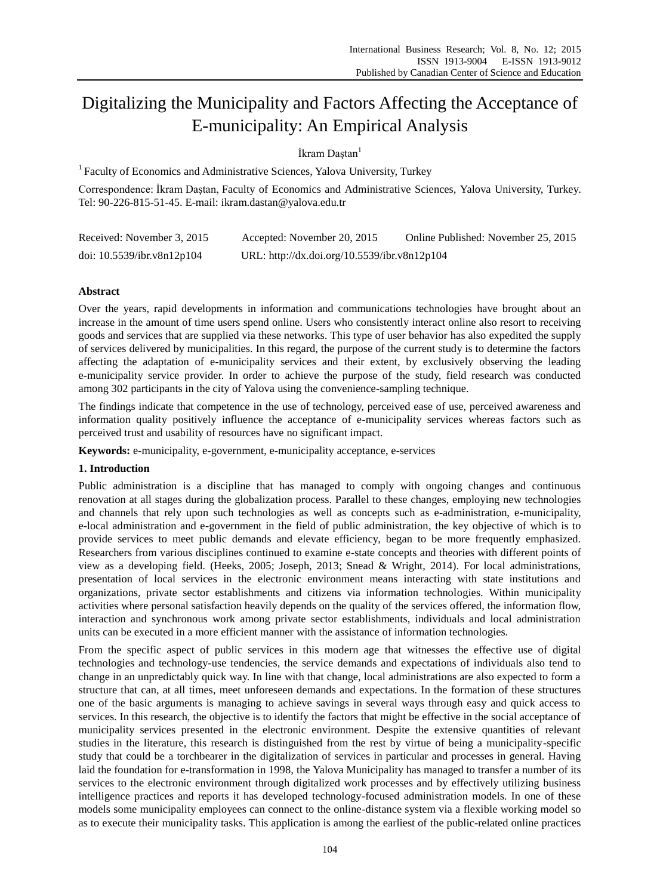# Digitalizing the Municipality and Factors Affecting the Acceptance of E-municipality: An Empirical Analysis

İkram Daştan[1]

[1] Faculty of Economics and Administrative Sciences, Yalova University, Turkey

Correspondence: İkram Daştan, Faculty of Economics and Administrative Sciences, Yalova University, Turkey. Tel: 90-226-815-51-45. E-mail: ikram.dastan@yalova.edu.tr

Received: November 3, 2015 Accepted: November 20, 2015 Online Published: November 25, 2015

doi: 10.5539/ibr.v8n12p104 URL: http://dx.doi.org/10.5539/ibr.v8n12p104

**Abstract**

Over the years, rapid developments in information and communications technologies have brought about an increase in the amount of time users spend online. Users who consistently interact online also resort to receiving goods and services that are supplied via these networks. This type of user behavior has also expedited the supply of services delivered by municipalities. In this regard, the purpose of the current study is to determine the factors affecting the adaptation of e-municipality services and their extent, by exclusively observing the leading e-municipality service provider. In order to achieve the purpose of the study, field research was conducted among 302 participants in the city of Yalova using the convenience-sampling technique.

The findings indicate that competence in the use of technology, perceived ease of use, perceived awareness and information quality positively influence the acceptance of e-municipality services whereas factors such as perceived trust and usability of resources have no significant impact.

**Keywords:** e-municipality, e-government, e-municipality acceptance, e-services

## 1. Introduction

Public administration is a discipline that has managed to comply with ongoing changes and continuous renovation at all stages during the globalization process. Parallel to these changes, employing new technologies and channels that rely upon such technologies as well as concepts such as e-administration, e-municipality, e-local administration and e-government in the field of public administration, the key objective of which is to provide services to meet public demands and elevate efficiency, began to be more frequently emphasized. Researchers from various disciplines continued to examine e-state concepts and theories with different points of view as a developing field. (Heeks, 2005; Joseph, 2013; Snead & Wright, 2014). For local administrations, presentation of local services in the electronic environment means interacting with state institutions and organizations, private sector establishments and citizens via information technologies. Within municipality activities where personal satisfaction heavily depends on the quality of the services offered, the information flow, interaction and synchronous work among private sector establishments, individuals and local administration units can be executed in a more efficient manner with the assistance of information technologies.

From the specific aspect of public services in this modern age that witnesses the effective use of digital technologies and technology-use tendencies, the service demands and expectations of individuals also tend to change in an unpredictably quick way. In line with that change, local administrations are also expected to form a structure that can, at all times, meet unforeseen demands and expectations. In the formation of these structures one of the basic arguments is managing to achieve savings in several ways through easy and quick access to services. In this research, the objective is to identify the factors that might be effective in the social acceptance of municipality services presented in the electronic environment. Despite the extensive quantities of relevant studies in the literature, this research is distinguished from the rest by virtue of being a municipality-specific study that could be a torchbearer in the digitalization of services in particular and processes in general. Having laid the foundation for e-transformation in 1998, the Yalova Municipality has managed to transfer a number of its services to the electronic environment through digitalized work processes and by effectively utilizing business intelligence practices and reports it has developed technology-focused administration models. In one of these models some municipality employees can connect to the online-distance system via a flexible working model so as to execute their municipality tasks. This application is among the earliest of the public-related online practices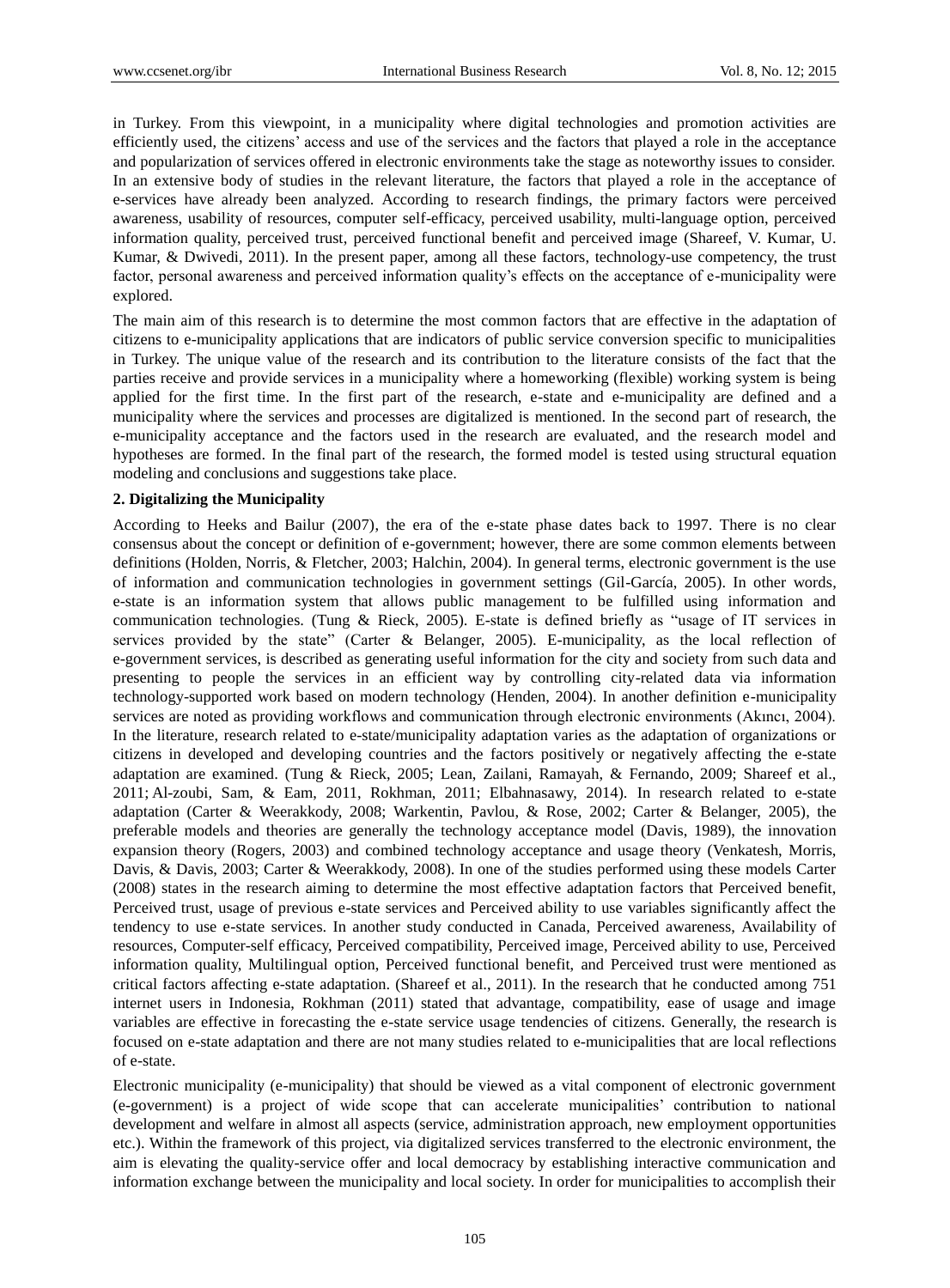in Turkey. From this viewpoint, in a municipality where digital technologies and promotion activities are efficiently used, the citizens' access and use of the services and the factors that played a role in the acceptance and popularization of services offered in electronic environments take the stage as noteworthy issues to consider. In an extensive body of studies in the relevant literature, the factors that played a role in the acceptance of e-services have already been analyzed. According to research findings, the primary factors were perceived awareness, usability of resources, computer self-efficacy, perceived usability, multi-language option, perceived information quality, perceived trust, perceived functional benefit and perceived image (Shareef, V. Kumar, U. Kumar, & Dwivedi, 2011). In the present paper, among all these factors, technology-use competency, the trust factor, personal awareness and perceived information quality's effects on the acceptance of e-municipality were explored.

The main aim of this research is to determine the most common factors that are effective in the adaptation of citizens to e-municipality applications that are indicators of public service conversion specific to municipalities in Turkey. The unique value of the research and its contribution to the literature consists of the fact that the parties receive and provide services in a municipality where a homeworking (flexible) working system is being applied for the first time. In the first part of the research, e-state and e-municipality are defined and a municipality where the services and processes are digitalized is mentioned. In the second part of research, the e-municipality acceptance and the factors used in the research are evaluated, and the research model and hypotheses are formed. In the final part of the research, the formed model is tested using structural equation modeling and conclusions and suggestions take place.

## 2. Digitalizing the Municipality

According to Heeks and Bailur (2007), the era of the e-state phase dates back to 1997. There is no clear consensus about the concept or definition of e-government; however, there are some common elements between definitions (Holden, Norris, & Fletcher, 2003; Halchin, 2004). In general terms, electronic government is the use of information and communication technologies in government settings (Gil-García, 2005). In other words, e-state is an information system that allows public management to be fulfilled using information and communication technologies. (Tung & Rieck, 2005). E-state is defined briefly as "usage of IT services in services provided by the state" (Carter & Belanger, 2005). E-municipality, as the local reflection of e-government services, is described as generating useful information for the city and society from such data and presenting to people the services in an efficient way by controlling city-related data via information technology-supported work based on modern technology (Henden, 2004). In another definition e-municipality services are noted as providing workflows and communication through electronic environments (Akıncı, 2004). In the literature, research related to e-state/municipality adaptation varies as the adaptation of organizations or citizens in developed and developing countries and the factors positively or negatively affecting the e-state adaptation are examined. (Tung & Rieck, 2005; Lean, Zailani, Ramayah, & Fernando, 2009; Shareef et al., 2011; Al-zoubi, Sam, & Eam, 2011, Rokhman, 2011; Elbahnasawy, 2014). In research related to e-state adaptation (Carter & Weerakkody, 2008; Warkentin, Pavlou, & Rose, 2002; Carter & Belanger, 2005), the preferable models and theories are generally the technology acceptance model (Davis, 1989), the innovation expansion theory (Rogers, 2003) and combined technology acceptance and usage theory (Venkatesh, Morris, Davis, & Davis, 2003; Carter & Weerakkody, 2008). In one of the studies performed using these models Carter (2008) states in the research aiming to determine the most effective adaptation factors that Perceived benefit, Perceived trust, usage of previous e-state services and Perceived ability to use variables significantly affect the tendency to use e-state services. In another study conducted in Canada, Perceived awareness, Availability of resources, Computer-self efficacy, Perceived compatibility, Perceived image, Perceived ability to use, Perceived information quality, Multilingual option, Perceived functional benefit, and Perceived trust were mentioned as critical factors affecting e-state adaptation. (Shareef et al., 2011). In the research that he conducted among 751 internet users in Indonesia, Rokhman (2011) stated that advantage, compatibility, ease of usage and image variables are effective in forecasting the e-state service usage tendencies of citizens. Generally, the research is focused on e-state adaptation and there are not many studies related to e-municipalities that are local reflections of e-state.

Electronic municipality (e-municipality) that should be viewed as a vital component of electronic government (e-government) is a project of wide scope that can accelerate municipalities' contribution to national development and welfare in almost all aspects (service, administration approach, new employment opportunities etc.). Within the framework of this project, via digitalized services transferred to the electronic environment, the aim is elevating the quality-service offer and local democracy by establishing interactive communication and information exchange between the municipality and local society. In order for municipalities to accomplish their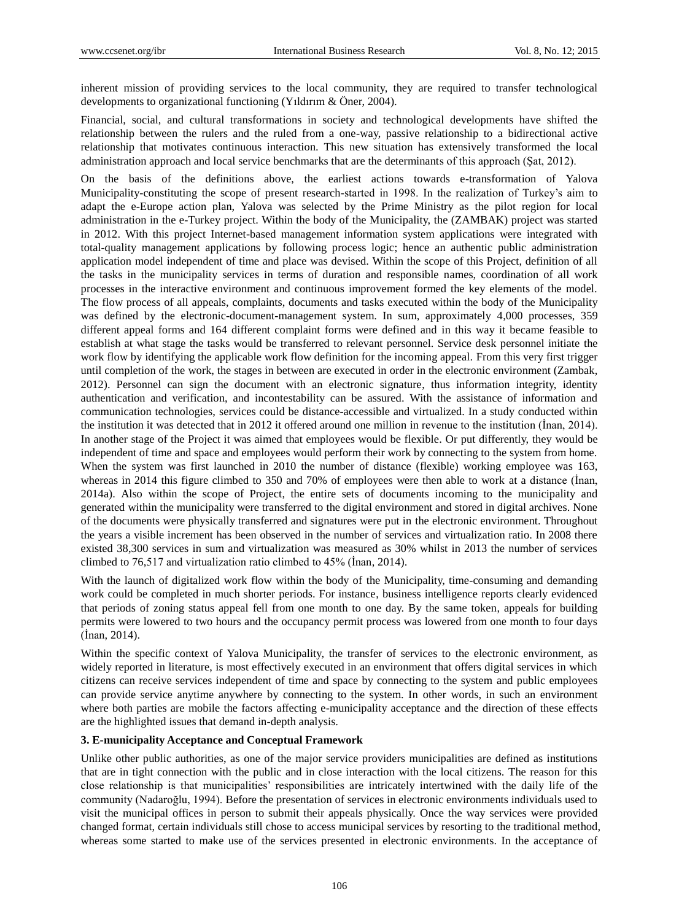inherent mission of providing services to the local community, they are required to transfer technological developments to organizational functioning (Yıldırım & Öner, 2004).

Financial, social, and cultural transformations in society and technological developments have shifted the relationship between the rulers and the ruled from a one-way, passive relationship to a bidirectional active relationship that motivates continuous interaction. This new situation has extensively transformed the local administration approach and local service benchmarks that are the determinants of this approach (Şat, 2012).

On the basis of the definitions above, the earliest actions towards e-transformation of Yalova Municipality-constituting the scope of present research-started in 1998. In the realization of Turkey's aim to adapt the e-Europe action plan, Yalova was selected by the Prime Ministry as the pilot region for local administration in the e-Turkey project. Within the body of the Municipality, the (ZAMBAK) project was started in 2012. With this project Internet-based management information system applications were integrated with total-quality management applications by following process logic; hence an authentic public administration application model independent of time and place was devised. Within the scope of this Project, definition of all the tasks in the municipality services in terms of duration and responsible names, coordination of all work processes in the interactive environment and continuous improvement formed the key elements of the model. The flow process of all appeals, complaints, documents and tasks executed within the body of the Municipality was defined by the electronic-document-management system. In sum, approximately 4,000 processes, 359 different appeal forms and 164 different complaint forms were defined and in this way it became feasible to establish at what stage the tasks would be transferred to relevant personnel. Service desk personnel initiate the work flow by identifying the applicable work flow definition for the incoming appeal. From this very first trigger until completion of the work, the stages in between are executed in order in the electronic environment (Zambak, 2012). Personnel can sign the document with an electronic signature, thus information integrity, identity authentication and verification, and incontestability can be assured. With the assistance of information and communication technologies, services could be distance-accessible and virtualized. In a study conducted within the institution it was detected that in 2012 it offered around one million in revenue to the institution (İnan, 2014). In another stage of the Project it was aimed that employees would be flexible. Or put differently, they would be independent of time and space and employees would perform their work by connecting to the system from home. When the system was first launched in 2010 the number of distance (flexible) working employee was 163, whereas in 2014 this figure climbed to 350 and 70% of employees were then able to work at a distance (İnan, 2014a). Also within the scope of Project, the entire sets of documents incoming to the municipality and generated within the municipality were transferred to the digital environment and stored in digital archives. None of the documents were physically transferred and signatures were put in the electronic environment. Throughout the years a visible increment has been observed in the number of services and virtualization ratio. In 2008 there existed 38,300 services in sum and virtualization was measured as 30% whilst in 2013 the number of services climbed to 76,517 and virtualization ratio climbed to 45% (İnan, 2014).

With the launch of digitalized work flow within the body of the Municipality, time-consuming and demanding work could be completed in much shorter periods. For instance, business intelligence reports clearly evidenced that periods of zoning status appeal fell from one month to one day. By the same token, appeals for building permits were lowered to two hours and the occupancy permit process was lowered from one month to four days (İnan, 2014).

Within the specific context of Yalova Municipality, the transfer of services to the electronic environment, as widely reported in literature, is most effectively executed in an environment that offers digital services in which citizens can receive services independent of time and space by connecting to the system and public employees can provide service anytime anywhere by connecting to the system. In other words, in such an environment where both parties are mobile the factors affecting e-municipality acceptance and the direction of these effects are the highlighted issues that demand in-depth analysis.

### 3. E-municipality Acceptance and Conceptual Framework

Unlike other public authorities, as one of the major service providers municipalities are defined as institutions that are in tight connection with the public and in close interaction with the local citizens. The reason for this close relationship is that municipalities' responsibilities are intricately intertwined with the daily life of the community (Nadaroğlu, 1994). Before the presentation of services in electronic environments individuals used to visit the municipal offices in person to submit their appeals physically. Once the way services were provided changed format, certain individuals still chose to access municipal services by resorting to the traditional method, whereas some started to make use of the services presented in electronic environments. In the acceptance of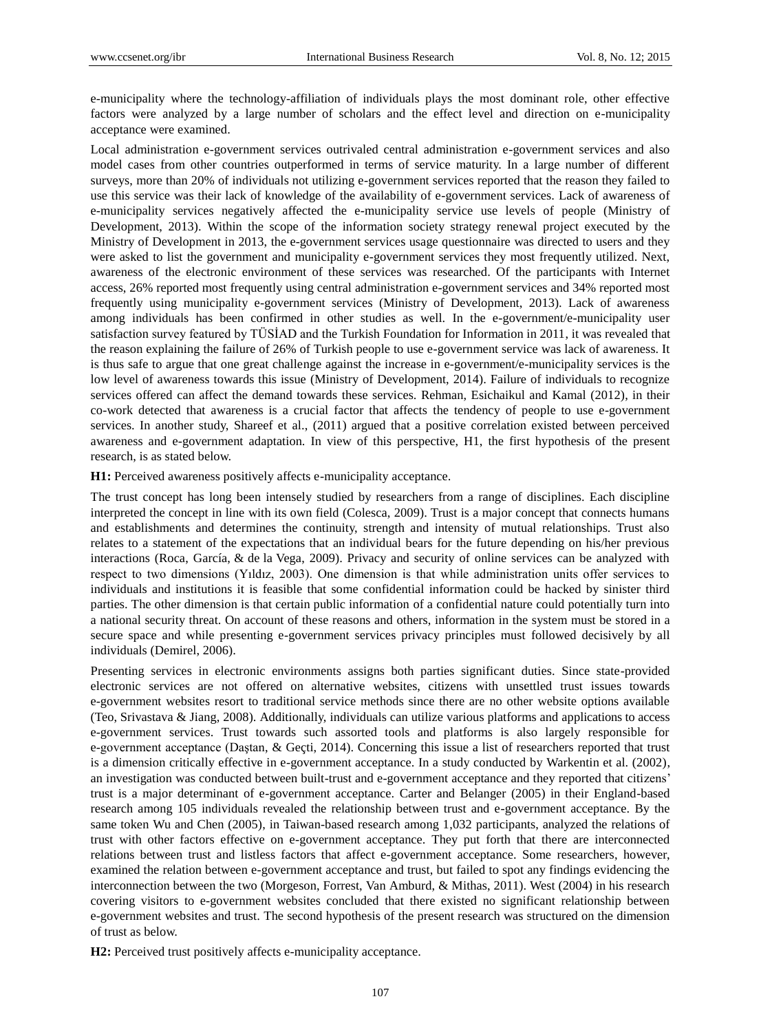e-municipality where the technology-affiliation of individuals plays the most dominant role, other effective factors were analyzed by a large number of scholars and the effect level and direction on e-municipality acceptance were examined.

Local administration e-government services outrivaled central administration e-government services and also model cases from other countries outperformed in terms of service maturity. In a large number of different surveys, more than 20% of individuals not utilizing e-government services reported that the reason they failed to use this service was their lack of knowledge of the availability of e-government services. Lack of awareness of e-municipality services negatively affected the e-municipality service use levels of people (Ministry of Development, 2013). Within the scope of the information society strategy renewal project executed by the Ministry of Development in 2013, the e-government services usage questionnaire was directed to users and they were asked to list the government and municipality e-government services they most frequently utilized. Next, awareness of the electronic environment of these services was researched. Of the participants with Internet access, 26% reported most frequently using central administration e-government services and 34% reported most frequently using municipality e-government services (Ministry of Development, 2013). Lack of awareness among individuals has been confirmed in other studies as well. In the e-government/e-municipality user satisfaction survey featured by TÜSİAD and the Turkish Foundation for Information in 2011, it was revealed that the reason explaining the failure of 26% of Turkish people to use e-government service was lack of awareness. It is thus safe to argue that one great challenge against the increase in e-government/e-municipality services is the low level of awareness towards this issue (Ministry of Development, 2014). Failure of individuals to recognize services offered can affect the demand towards these services. Rehman, Esichaikul and Kamal (2012), in their co-work detected that awareness is a crucial factor that affects the tendency of people to use e-government services. In another study, Shareef et al., (2011) argued that a positive correlation existed between perceived awareness and e-government adaptation. In view of this perspective, H1, the first hypothesis of the present research, is as stated below.

**H1:** Perceived awareness positively affects e-municipality acceptance.

The trust concept has long been intensely studied by researchers from a range of disciplines. Each discipline interpreted the concept in line with its own field (Colesca, 2009). Trust is a major concept that connects humans and establishments and determines the continuity, strength and intensity of mutual relationships. Trust also relates to a statement of the expectations that an individual bears for the future depending on his/her previous interactions (Roca, García, & de la Vega, 2009). Privacy and security of online services can be analyzed with respect to two dimensions (Yıldız, 2003). One dimension is that while administration units offer services to individuals and institutions it is feasible that some confidential information could be hacked by sinister third parties. The other dimension is that certain public information of a confidential nature could potentially turn into a national security threat. On account of these reasons and others, information in the system must be stored in a secure space and while presenting e-government services privacy principles must followed decisively by all individuals (Demirel, 2006).

Presenting services in electronic environments assigns both parties significant duties. Since state-provided electronic services are not offered on alternative websites, citizens with unsettled trust issues towards e-government websites resort to traditional service methods since there are no other website options available (Teo, Srivastava & Jiang, 2008). Additionally, individuals can utilize various platforms and applications to access e-government services. Trust towards such assorted tools and platforms is also largely responsible for e-government acceptance (Daştan, & Geçti, 2014). Concerning this issue a list of researchers reported that trust is a dimension critically effective in e-government acceptance. In a study conducted by Warkentin et al. (2002), an investigation was conducted between built-trust and e-government acceptance and they reported that citizens' trust is a major determinant of e-government acceptance. Carter and Belanger (2005) in their England-based research among 105 individuals revealed the relationship between trust and e-government acceptance. By the same token Wu and Chen (2005), in Taiwan-based research among 1,032 participants, analyzed the relations of trust with other factors effective on e-government acceptance. They put forth that there are interconnected relations between trust and listless factors that affect e-government acceptance. Some researchers, however, examined the relation between e-government acceptance and trust, but failed to spot any findings evidencing the interconnection between the two (Morgeson, Forrest, Van Amburd, & Mithas, 2011). West (2004) in his research covering visitors to e-government websites concluded that there existed no significant relationship between e-government websites and trust. The second hypothesis of the present research was structured on the dimension of trust as below.

**H2:** Perceived trust positively affects e-municipality acceptance.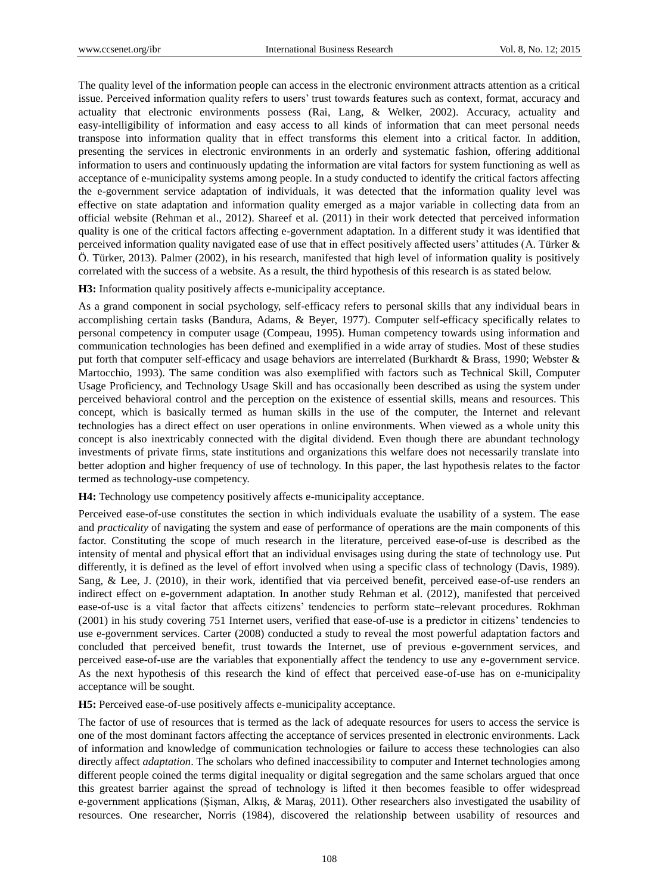The quality level of the information people can access in the electronic environment attracts attention as a critical issue. Perceived information quality refers to users' trust towards features such as context, format, accuracy and actuality that electronic environments possess (Rai, Lang, & Welker, 2002). Accuracy, actuality and easy-intelligibility of information and easy access to all kinds of information that can meet personal needs transpose into information quality that in effect transforms this element into a critical factor. In addition, presenting the services in electronic environments in an orderly and systematic fashion, offering additional information to users and continuously updating the information are vital factors for system functioning as well as acceptance of e-municipality systems among people. In a study conducted to identify the critical factors affecting the e-government service adaptation of individuals, it was detected that the information quality level was effective on state adaptation and information quality emerged as a major variable in collecting data from an official website (Rehman et al., 2012). Shareef et al. (2011) in their work detected that perceived information quality is one of the critical factors affecting e-government adaptation. In a different study it was identified that perceived information quality navigated ease of use that in effect positively affected users' attitudes (A. Türker & Ö. Türker, 2013). Palmer (2002), in his research, manifested that high level of information quality is positively correlated with the success of a website. As a result, the third hypothesis of this research is as stated below.

**H3:** Information quality positively affects e-municipality acceptance.

As a grand component in social psychology, self-efficacy refers to personal skills that any individual bears in accomplishing certain tasks (Bandura, Adams, & Beyer, 1977). Computer self-efficacy specifically relates to personal competency in computer usage (Compeau, 1995). Human competency towards using information and communication technologies has been defined and exemplified in a wide array of studies. Most of these studies put forth that computer self-efficacy and usage behaviors are interrelated (Burkhardt & Brass, 1990; Webster & Martocchio, 1993). The same condition was also exemplified with factors such as Technical Skill, Computer Usage Proficiency, and Technology Usage Skill and has occasionally been described as using the system under perceived behavioral control and the perception on the existence of essential skills, means and resources. This concept, which is basically termed as human skills in the use of the computer, the Internet and relevant technologies has a direct effect on user operations in online environments. When viewed as a whole unity this concept is also inextricably connected with the digital dividend. Even though there are abundant technology investments of private firms, state institutions and organizations this welfare does not necessarily translate into better adoption and higher frequency of use of technology. In this paper, the last hypothesis relates to the factor termed as technology-use competency.

**H4:** Technology use competency positively affects e-municipality acceptance.

Perceived ease-of-use constitutes the section in which individuals evaluate the usability of a system. The ease and *practicality* of navigating the system and ease of performance of operations are the main components of this factor. Constituting the scope of much research in the literature, perceived ease-of-use is described as the intensity of mental and physical effort that an individual envisages using during the state of technology use. Put differently, it is defined as the level of effort involved when using a specific class of technology (Davis, 1989). Sang, & Lee, J. (2010), in their work, identified that via perceived benefit, perceived ease-of-use renders an indirect effect on e-government adaptation. In another study Rehman et al. (2012), manifested that perceived ease-of-use is a vital factor that affects citizens' tendencies to perform state–relevant procedures. Rokhman (2001) in his study covering 751 Internet users, verified that ease-of-use is a predictor in citizens' tendencies to use e-government services. Carter (2008) conducted a study to reveal the most powerful adaptation factors and concluded that perceived benefit, trust towards the Internet, use of previous e-government services, and perceived ease-of-use are the variables that exponentially affect the tendency to use any e-government service. As the next hypothesis of this research the kind of effect that perceived ease-of-use has on e-municipality acceptance will be sought.

**H5:** Perceived ease-of-use positively affects e-municipality acceptance.

The factor of use of resources that is termed as the lack of adequate resources for users to access the service is one of the most dominant factors affecting the acceptance of services presented in electronic environments. Lack of information and knowledge of communication technologies or failure to access these technologies can also directly affect *adaptation*. The scholars who defined inaccessibility to computer and Internet technologies among different people coined the terms digital inequality or digital segregation and the same scholars argued that once this greatest barrier against the spread of technology is lifted it then becomes feasible to offer widespread e-government applications (Şişman, Alkış, & Maraş, 2011). Other researchers also investigated the usability of resources. One researcher, Norris (1984), discovered the relationship between usability of resources and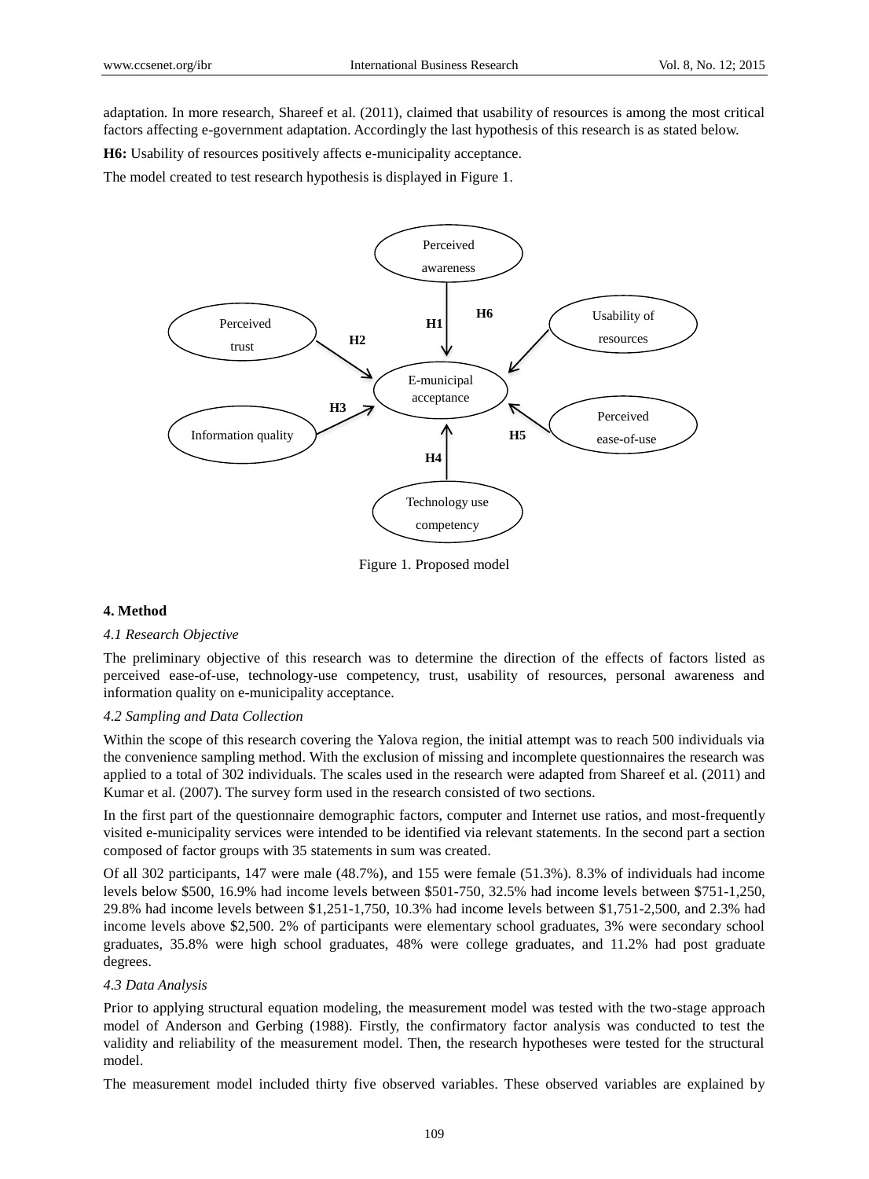adaptation. In more research, Shareef et al. (2011), claimed that usability of resources is among the most critical factors affecting e-government adaptation. Accordingly the last hypothesis of this research is as stated below.

**H6:** Usability of resources positively affects e-municipality acceptance.

The model created to test research hypothesis is displayed in Figure 1.

Figure 1. Proposed model

### 4. Method

*4.1 Research Objective*

The preliminary objective of this research was to determine the direction of the effects of factors listed as perceived ease-of-use, technology-use competency, trust, usability of resources, personal awareness and information quality on e-municipality acceptance.

*4.2 Sampling and Data Collection*

Within the scope of this research covering the Yalova region, the initial attempt was to reach 500 individuals via the convenience sampling method. With the exclusion of missing and incomplete questionnaires the research was applied to a total of 302 individuals. The scales used in the research were adapted from Shareef et al. (2011) and Kumar et al. (2007). The survey form used in the research consisted of two sections.

In the first part of the questionnaire demographic factors, computer and Internet use ratios, and most-frequently visited e-municipality services were intended to be identified via relevant statements. In the second part a section composed of factor groups with 35 statements in sum was created.

Of all 302 participants, 147 were male (48.7%), and 155 were female (51.3%). 8.3% of individuals had income levels below $500, 16.9% had income levels between $501-750, 32.5% had income levels between $751-1,250, 29.8% had income levels between $1,251-1,750, 10.3% had income levels between $1,751-2,500, and 2.3% had income levels above $2,500. 2% of participants were elementary school graduates, 3% were secondary school graduates, 35.8% were high school graduates, 48% were college graduates, and 11.2% had post graduate degrees.

*4.3 Data Analysis*

Prior to applying structural equation modeling, the measurement model was tested with the two-stage approach model of Anderson and Gerbing (1988). Firstly, the confirmatory factor analysis was conducted to test the validity and reliability of the measurement model. Then, the research hypotheses were tested for the structural model.

The measurement model included thirty five observed variables. These observed variables are explained by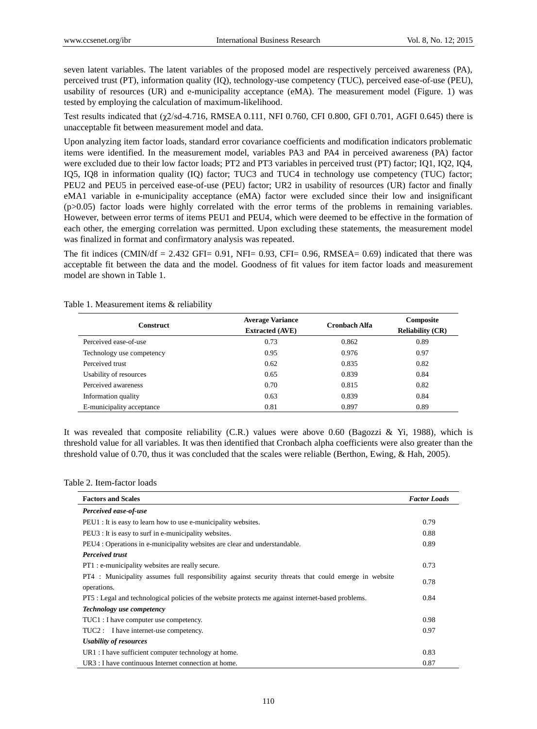seven latent variables. The latent variables of the proposed model are respectively perceived awareness (PA), perceived trust (PT), information quality (IQ), technology-use competency (TUC), perceived ease-of-use (PEU), usability of resources (UR) and e-municipality acceptance (eMA). The measurement model (Figure. 1) was tested by employing the calculation of maximum-likelihood.

Test results indicated that ($\chi 2$/sd-4.716, RMSEA 0.111, NFI 0.760, CFI 0.800, GFI 0.701, AGFI 0.645) there is unacceptable fit between measurement model and data.

Upon analyzing item factor loads, standard error covariance coefficients and modification indicators problematic items were identified. In the measurement model, variables PA3 and PA4 in perceived awareness (PA) factor were excluded due to their low factor loads; PT2 and PT3 variables in perceived trust (PT) factor; IQ1, IQ2, IQ4, IQ5, IQ8 in information quality (IQ) factor; TUC3 and TUC4 in technology use competency (TUC) factor; PEU2 and PEU5 in perceived ease-of-use (PEU) factor; UR2 in usability of resources (UR) factor and finally eMA1 variable in e-municipality acceptance (eMA) factor were excluded since their low and insignificant ($p>0.05$) factor loads were highly correlated with the error terms of the problems in remaining variables. However, between error terms of items PEU1 and PEU4, which were deemed to be effective in the formation of each other, the emerging correlation was permitted. Upon excluding these statements, the measurement model was finalized in format and confirmatory analysis was repeated.

The fit indices (CMIN/df = 2.432 GFI= 0.91, NFI= 0.93, CFI= 0.96, RMSEA= 0.69) indicated that there was acceptable fit between the data and the model. Goodness of fit values for item factor loads and measurement model are shown in Table 1.

Table 1. Measurement items & reliability

| Construct | Average Variance Extracted (AVE) | Cronbach Alfa | Composite Reliability (CR) |
|---|---|---|---|
| Perceived ease-of-use | 0.73 | 0.862 | 0.89 |
| Technology use competency | 0.95 | 0.976 | 0.97 |
| Perceived trust | 0.62 | 0.835 | 0.82 |
| Usability of resources | 0.65 | 0.839 | 0.84 |
| Perceived awareness | 0.70 | 0.815 | 0.82 |
| Information quality | 0.63 | 0.839 | 0.84 |
| E-municipality acceptance | 0.81 | 0.897 | 0.89 |

It was revealed that composite reliability (C.R.) values were above 0.60 (Bagozzi & Yi, 1988), which is threshold value for all variables. It was then identified that Cronbach alpha coefficients were also greater than the threshold value of 0.70, thus it was concluded that the scales were reliable (Berthon, Ewing, & Hah, 2005).

Table 2. Item-factor loads

| Factors and Scales | *Factor Loads* |
|---|---|
| ***Perceived ease-of-use*** | |
| PEU1 : It is easy to learn how to use e-municipality websites. | 0.79 |
| PEU3 : It is easy to surf in e-municipality websites. | 0.88 |
| PEU4 : Operations in e-municipality websites are clear and understandable. | 0.89 |
| ***Perceived trust*** | |
| PT1 : e-municipality websites are really secure. | 0.73 |
| PT4 : Municipality assumes full responsibility against security threats that could emerge in website operations. | 0.78 |
| PT5 : Legal and technological policies of the website protects me against internet-based problems. | 0.84 |
| ***Technology use competency*** | |
| TUC1 : I have computer use competency. | 0.98 |
| TUC2 : I have internet-use competency. | 0.97 |
| ***Usability of resources*** | |
| UR1 : I have sufficient computer technology at home. | 0.83 |
| UR3 : I have continuous Internet connection at home. | 0.87 |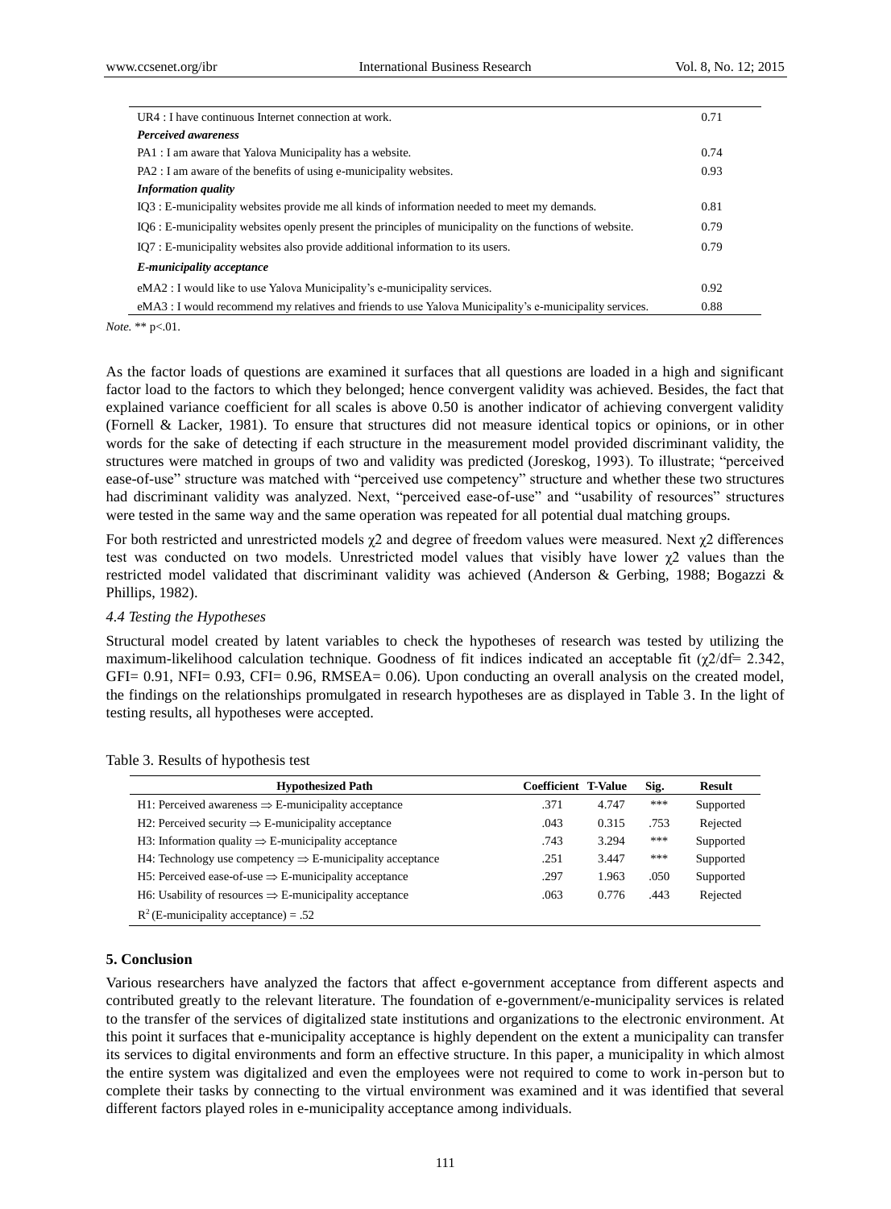| | |
|---|---|
| UR4 : I have continuous Internet connection at work. | 0.71 |
| ***Perceived awareness*** | |
| PA1 : I am aware that Yalova Municipality has a website. | 0.74 |
| PA2 : I am aware of the benefits of using e-municipality websites. | 0.93 |
| ***Information quality*** | |
| IQ3 : E-municipality websites provide me all kinds of information needed to meet my demands. | 0.81 |
| IQ6 : E-municipality websites openly present the principles of municipality on the functions of website. | 0.79 |
| IQ7 : E-municipality websites also provide additional information to its users. | 0.79 |
| ***E-municipality acceptance*** | |
| eMA2 : I would like to use Yalova Municipality's e-municipality services. | 0.92 |
| eMA3 : I would recommend my relatives and friends to use Yalova Municipality's e-municipality services. | 0.88 |

*Note.* ** p<.01.

As the factor loads of questions are examined it surfaces that all questions are loaded in a high and significant factor load to the factors to which they belonged; hence convergent validity was achieved. Besides, the fact that explained variance coefficient for all scales is above 0.50 is another indicator of achieving convergent validity (Fornell & Lacker, 1981). To ensure that structures did not measure identical topics or opinions, or in other words for the sake of detecting if each structure in the measurement model provided discriminant validity, the structures were matched in groups of two and validity was predicted (Joreskog, 1993). To illustrate; "perceived ease-of-use" structure was matched with "perceived use competency" structure and whether these two structures had discriminant validity was analyzed. Next, "perceived ease-of-use" and "usability of resources" structures were tested in the same way and the same operation was repeated for all potential dual matching groups.

For both restricted and unrestricted models $\chi^2$ and degree of freedom values were measured. Next $\chi^2$ differences test was conducted on two models. Unrestricted model values that visibly have lower $\chi^2$ values than the restricted model validated that discriminant validity was achieved (Anderson & Gerbing, 1988; Bogazzi & Phillips, 1982).

*4.4 Testing the Hypotheses*

Structural model created by latent variables to check the hypotheses of research was tested by utilizing the maximum-likelihood calculation technique. Goodness of fit indices indicated an acceptable fit ($\chi^2/df = 2.342$, GFI= 0.91, NFI= 0.93, CFI= 0.96, RMSEA= 0.06). Upon conducting an overall analysis on the created model, the findings on the relationships promulgated in research hypotheses are as displayed in Table 3. In the light of testing results, all hypotheses were accepted.

Table 3. Results of hypothesis test

| Hypothesized Path | Coefficient | T-Value | Sig. | Result |
|---|---|---|---|---|
| H1: Perceived awareness $\Rightarrow$ E-municipality acceptance | .371 | 4.747 | *** | Supported |
| H2: Perceived security $\Rightarrow$ E-municipality acceptance | .043 | 0.315 | .753 | Rejected |
| H3: Information quality $\Rightarrow$ E-municipality acceptance | .743 | 3.294 | *** | Supported |
| H4: Technology use competency $\Rightarrow$ E-municipality acceptance | .251 | 3.447 | *** | Supported |
| H5: Perceived ease-of-use $\Rightarrow$ E-municipality acceptance | .297 | 1.963 | .050 | Supported |
| H6: Usability of resources $\Rightarrow$ E-municipality acceptance | .063 | 0.776 | .443 | Rejected |
| $R^2$ (E-municipality acceptance) = .52 | | | | |

## 5. Conclusion

Various researchers have analyzed the factors that affect e-government acceptance from different aspects and contributed greatly to the relevant literature. The foundation of e-government/e-municipality services is related to the transfer of the services of digitalized state institutions and organizations to the electronic environment. At this point it surfaces that e-municipality acceptance is highly dependent on the extent a municipality can transfer its services to digital environments and form an effective structure. In this paper, a municipality in which almost the entire system was digitalized and even the employees were not required to come to work in-person but to complete their tasks by connecting to the virtual environment was examined and it was identified that several different factors played roles in e-municipality acceptance among individuals.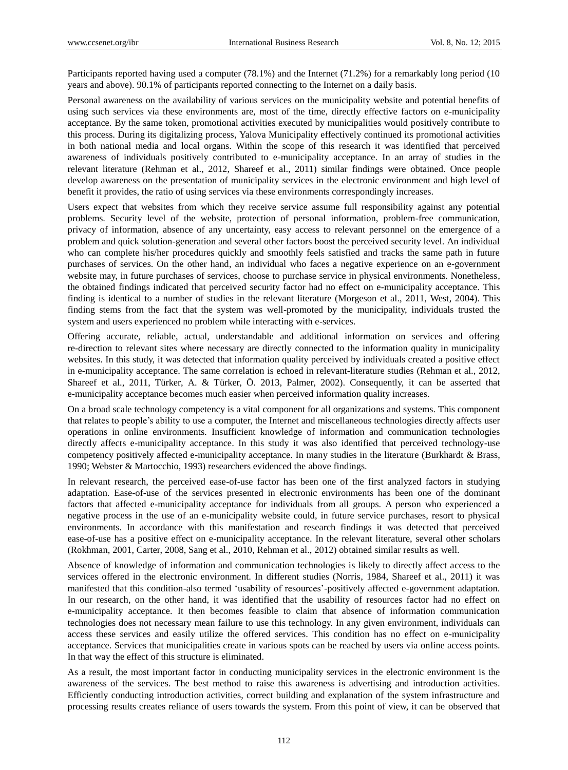Participants reported having used a computer (78.1%) and the Internet (71.2%) for a remarkably long period (10 years and above). 90.1% of participants reported connecting to the Internet on a daily basis.

Personal awareness on the availability of various services on the municipality website and potential benefits of using such services via these environments are, most of the time, directly effective factors on e-municipality acceptance. By the same token, promotional activities executed by municipalities would positively contribute to this process. During its digitalizing process, Yalova Municipality effectively continued its promotional activities in both national media and local organs. Within the scope of this research it was identified that perceived awareness of individuals positively contributed to e-municipality acceptance. In an array of studies in the relevant literature (Rehman et al., 2012, Shareef et al., 2011) similar findings were obtained. Once people develop awareness on the presentation of municipality services in the electronic environment and high level of benefit it provides, the ratio of using services via these environments correspondingly increases.

Users expect that websites from which they receive service assume full responsibility against any potential problems. Security level of the website, protection of personal information, problem-free communication, privacy of information, absence of any uncertainty, easy access to relevant personnel on the emergence of a problem and quick solution-generation and several other factors boost the perceived security level. An individual who can complete his/her procedures quickly and smoothly feels satisfied and tracks the same path in future purchases of services. On the other hand, an individual who faces a negative experience on an e-government website may, in future purchases of services, choose to purchase service in physical environments. Nonetheless, the obtained findings indicated that perceived security factor had no effect on e-municipality acceptance. This finding is identical to a number of studies in the relevant literature (Morgeson et al., 2011, West, 2004). This finding stems from the fact that the system was well-promoted by the municipality, individuals trusted the system and users experienced no problem while interacting with e-services.

Offering accurate, reliable, actual, understandable and additional information on services and offering re-direction to relevant sites where necessary are directly connected to the information quality in municipality websites. In this study, it was detected that information quality perceived by individuals created a positive effect in e-municipality acceptance. The same correlation is echoed in relevant-literature studies (Rehman et al., 2012, Shareef et al., 2011, Türker, A. & Türker, Ö. 2013, Palmer, 2002). Consequently, it can be asserted that e-municipality acceptance becomes much easier when perceived information quality increases.

On a broad scale technology competency is a vital component for all organizations and systems. This component that relates to people's ability to use a computer, the Internet and miscellaneous technologies directly affects user operations in online environments. Insufficient knowledge of information and communication technologies directly affects e-municipality acceptance. In this study it was also identified that perceived technology-use competency positively affected e-municipality acceptance. In many studies in the literature (Burkhardt & Brass, 1990; Webster & Martocchio, 1993) researchers evidenced the above findings.

In relevant research, the perceived ease-of-use factor has been one of the first analyzed factors in studying adaptation. Ease-of-use of the services presented in electronic environments has been one of the dominant factors that affected e-municipality acceptance for individuals from all groups. A person who experienced a negative process in the use of an e-municipality website could, in future service purchases, resort to physical environments. In accordance with this manifestation and research findings it was detected that perceived ease-of-use has a positive effect on e-municipality acceptance. In the relevant literature, several other scholars (Rokhman, 2001, Carter, 2008, Sang et al., 2010, Rehman et al., 2012) obtained similar results as well.

Absence of knowledge of information and communication technologies is likely to directly affect access to the services offered in the electronic environment. In different studies (Norris, 1984, Shareef et al., 2011) it was manifested that this condition-also termed 'usability of resources'-positively affected e-government adaptation. In our research, on the other hand, it was identified that the usability of resources factor had no effect on e-municipality acceptance. It then becomes feasible to claim that absence of information communication technologies does not necessary mean failure to use this technology. In any given environment, individuals can access these services and easily utilize the offered services. This condition has no effect on e-municipality acceptance. Services that municipalities create in various spots can be reached by users via online access points. In that way the effect of this structure is eliminated.

As a result, the most important factor in conducting municipality services in the electronic environment is the awareness of the services. The best method to raise this awareness is advertising and introduction activities. Efficiently conducting introduction activities, correct building and explanation of the system infrastructure and processing results creates reliance of users towards the system. From this point of view, it can be observed that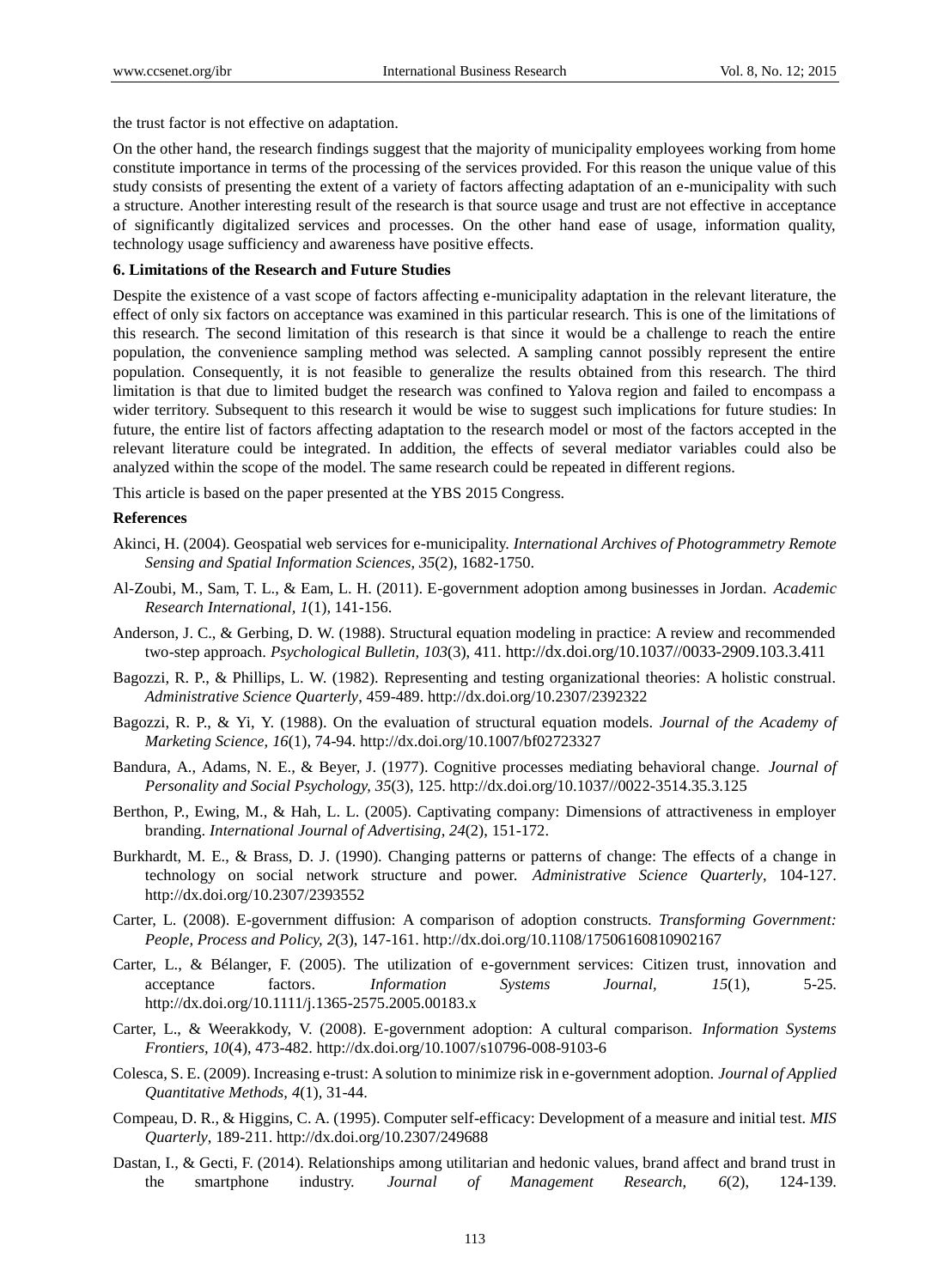the trust factor is not effective on adaptation.

On the other hand, the research findings suggest that the majority of municipality employees working from home constitute importance in terms of the processing of the services provided. For this reason the unique value of this study consists of presenting the extent of a variety of factors affecting adaptation of an e-municipality with such a structure. Another interesting result of the research is that source usage and trust are not effective in acceptance of significantly digitalized services and processes. On the other hand ease of usage, information quality, technology usage sufficiency and awareness have positive effects.

## 6. Limitations of the Research and Future Studies

Despite the existence of a vast scope of factors affecting e-municipality adaptation in the relevant literature, the effect of only six factors on acceptance was examined in this particular research. This is one of the limitations of this research. The second limitation of this research is that since it would be a challenge to reach the entire population, the convenience sampling method was selected. A sampling cannot possibly represent the entire population. Consequently, it is not feasible to generalize the results obtained from this research. The third limitation is that due to limited budget the research was confined to Yalova region and failed to encompass a wider territory. Subsequent to this research it would be wise to suggest such implications for future studies: In future, the entire list of factors affecting adaptation to the research model or most of the factors accepted in the relevant literature could be integrated. In addition, the effects of several mediator variables could also be analyzed within the scope of the model. The same research could be repeated in different regions.

This article is based on the paper presented at the YBS 2015 Congress.

## References

Akinci, H. (2004). Geospatial web services for e-municipality. *International Archives of Photogrammetry Remote Sensing and Spatial Information Sciences, 35*(2), 1682-1750.

Al-Zoubi, M., Sam, T. L., & Eam, L. H. (2011). E-government adoption among businesses in Jordan. *Academic Research International, 1*(1), 141-156.

Anderson, J. C., & Gerbing, D. W. (1988). Structural equation modeling in practice: A review and recommended two-step approach. *Psychological Bulletin, 103*(3), 411. http://dx.doi.org/10.1037//0033-2909.103.3.411

Bagozzi, R. P., & Phillips, L. W. (1982). Representing and testing organizational theories: A holistic construal. *Administrative Science Quarterly*, 459-489. http://dx.doi.org/10.2307/2392322

Bagozzi, R. P., & Yi, Y. (1988). On the evaluation of structural equation models. *Journal of the Academy of Marketing Science, 16*(1), 74-94. http://dx.doi.org/10.1007/bf02723327

Bandura, A., Adams, N. E., & Beyer, J. (1977). Cognitive processes mediating behavioral change. *Journal of Personality and Social Psychology, 35*(3), 125. http://dx.doi.org/10.1037//0022-3514.35.3.125

Berthon, P., Ewing, M., & Hah, L. L. (2005). Captivating company: Dimensions of attractiveness in employer branding. *International Journal of Advertising, 24*(2), 151-172.

Burkhardt, M. E., & Brass, D. J. (1990). Changing patterns or patterns of change: The effects of a change in technology on social network structure and power. *Administrative Science Quarterly*, 104-127. http://dx.doi.org/10.2307/2393552

Carter, L. (2008). E-government diffusion: A comparison of adoption constructs. *Transforming Government: People, Process and Policy, 2*(3), 147-161. http://dx.doi.org/10.1108/17506160810902167

Carter, L., & Bélanger, F. (2005). The utilization of e-government services: Citizen trust, innovation and acceptance factors. *Information Systems Journal, 15*(1), 5-25. http://dx.doi.org/10.1111/j.1365-2575.2005.00183.x

Carter, L., & Weerakkody, V. (2008). E-government adoption: A cultural comparison. *Information Systems Frontiers, 10*(4), 473-482. http://dx.doi.org/10.1007/s10796-008-9103-6

Colesca, S. E. (2009). Increasing e-trust: A solution to minimize risk in e-government adoption. *Journal of Applied Quantitative Methods, 4*(1), 31-44.

Compeau, D. R., & Higgins, C. A. (1995). Computer self-efficacy: Development of a measure and initial test. *MIS Quarterly*, 189-211. http://dx.doi.org/10.2307/249688

Dastan, I., & Gecti, F. (2014). Relationships among utilitarian and hedonic values, brand affect and brand trust in the smartphone industry. *Journal of Management Research, 6*(2), 124-139.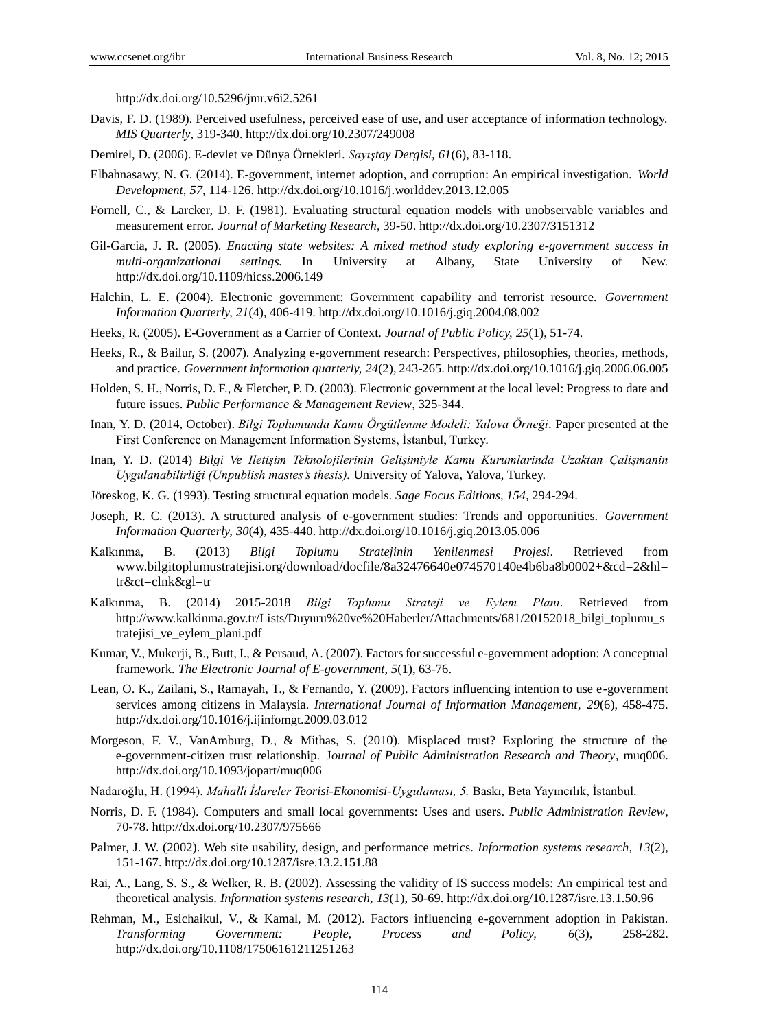http://dx.doi.org/10.5296/jmr.v6i2.5261

Davis, F. D. (1989). Perceived usefulness, perceived ease of use, and user acceptance of information technology. *MIS Quarterly*, 319-340. http://dx.doi.org/10.2307/249008

Demirel, D. (2006). E-devlet ve Dünya Örnekleri. *Sayıştay Dergisi, 61*(6), 83-118.

Elbahnasawy, N. G. (2014). E-government, internet adoption, and corruption: An empirical investigation. *World Development, 57*, 114-126. http://dx.doi.org/10.1016/j.worlddev.2013.12.005

Fornell, C., & Larcker, D. F. (1981). Evaluating structural equation models with unobservable variables and measurement error. *Journal of Marketing Research*, 39-50. http://dx.doi.org/10.2307/3151312

Gil-Garcia, J. R. (2005). *Enacting state websites: A mixed method study exploring e-government success in multi-organizational settings.* In University at Albany, State University of New. http://dx.doi.org/10.1109/hicss.2006.149

Halchin, L. E. (2004). Electronic government: Government capability and terrorist resource. *Government Information Quarterly, 21*(4), 406-419. http://dx.doi.org/10.1016/j.giq.2004.08.002

Heeks, R. (2005). E-Government as a Carrier of Context. *Journal of Public Policy, 25*(1), 51-74.

Heeks, R., & Bailur, S. (2007). Analyzing e-government research: Perspectives, philosophies, theories, methods, and practice. *Government information quarterly, 24*(2), 243-265. http://dx.doi.org/10.1016/j.giq.2006.06.005

Holden, S. H., Norris, D. F., & Fletcher, P. D. (2003). Electronic government at the local level: Progress to date and future issues. *Public Performance & Management Review*, 325-344.

Inan, Y. D. (2014, October). *Bilgi Toplumunda Kamu Örgütlenme Modeli: Yalova Örneği*. Paper presented at the First Conference on Management Information Systems, İstanbul, Turkey.

Inan, Y. D. (2014) *Bilgi Ve Iletişim Teknolojilerinin Gelişimiyle Kamu Kurumlarinda Uzaktan Çalişmanin Uygulanabilirliği (Unpublish mastes's thesis).* University of Yalova, Yalova, Turkey.

Jöreskog, K. G. (1993). Testing structural equation models. *Sage Focus Editions, 154*, 294-294.

Joseph, R. C. (2013). A structured analysis of e-government studies: Trends and opportunities. *Government Information Quarterly, 30*(4), 435-440. http://dx.doi.org/10.1016/j.giq.2013.05.006

Kalkınma, B. (2013) *Bilgi Toplumu Stratejinin Yenilenmesi Projesi*. Retrieved from www.bilgitoplumustratejisi.org/download/docfile/8a32476640e074570140e4b6ba8b0002+&cd=2&hl=tr&ct=clnk&gl=tr

Kalkınma, B. (2014) 2015-2018 *Bilgi Toplumu Strateji ve Eylem Planı*. Retrieved from http://www.kalkinma.gov.tr/Lists/Duyuru%20ve%20Haberler/Attachments/681/20152018_bilgi_toplumu_stratejisi_ve_eylem_plani.pdf

Kumar, V., Mukerji, B., Butt, I., & Persaud, A. (2007). Factors for successful e-government adoption: A conceptual framework. *The Electronic Journal of E-government, 5*(1), 63-76.

Lean, O. K., Zailani, S., Ramayah, T., & Fernando, Y. (2009). Factors influencing intention to use e-government services among citizens in Malaysia. *International Journal of Information Management, 29*(6), 458-475. http://dx.doi.org/10.1016/j.ijinfomgt.2009.03.012

Morgeson, F. V., VanAmburg, D., & Mithas, S. (2010). Misplaced trust? Exploring the structure of the e-government-citizen trust relationship. *Journal of Public Administration Research and Theory*, muq006. http://dx.doi.org/10.1093/jopart/muq006

Nadaroğlu, H. (1994). *Mahalli İdareler Teorisi-Ekonomisi-Uygulaması, 5.* Baskı, Beta Yayıncılık, İstanbul.

Norris, D. F. (1984). Computers and small local governments: Uses and users. *Public Administration Review*, 70-78. http://dx.doi.org/10.2307/975666

Palmer, J. W. (2002). Web site usability, design, and performance metrics. *Information systems research, 13*(2), 151-167. http://dx.doi.org/10.1287/isre.13.2.151.88

Rai, A., Lang, S. S., & Welker, R. B. (2002). Assessing the validity of IS success models: An empirical test and theoretical analysis. *Information systems research, 13*(1), 50-69. http://dx.doi.org/10.1287/isre.13.1.50.96

Rehman, M., Esichaikul, V., & Kamal, M. (2012). Factors influencing e-government adoption in Pakistan. *Transforming Government: People, Process and Policy, 6*(3), 258-282. http://dx.doi.org/10.1108/17506161211251263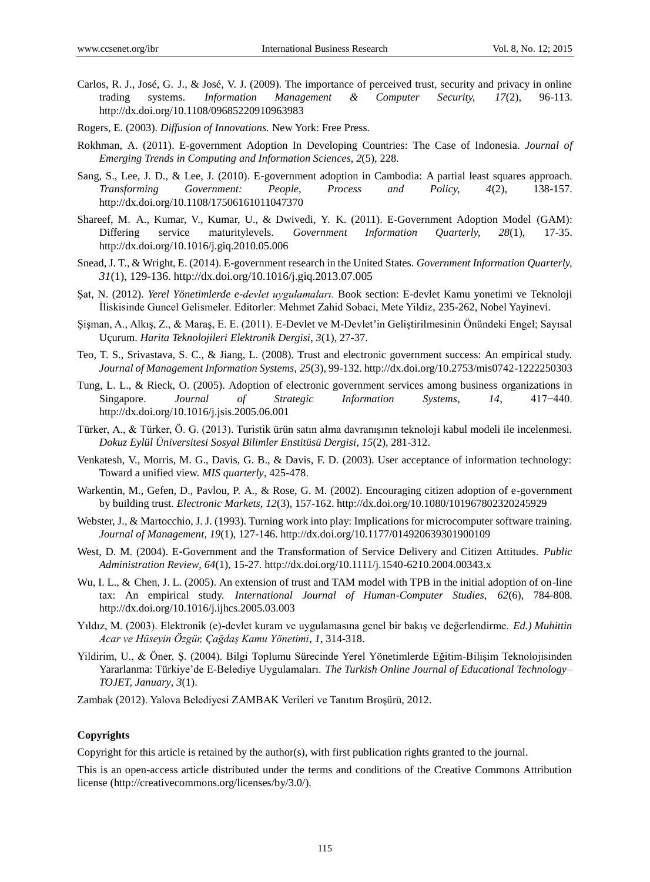Carlos, R. J., José, G. J., & José, V. J. (2009). The importance of perceived trust, security and privacy in online trading systems. *Information Management & Computer Security, 17*(2), 96-113. http://dx.doi.org/10.1108/09685220910963983

Rogers, E. (2003). *Diffusion of Innovations.* New York: Free Press.

Rokhman, A. (2011). E-government Adoption In Developing Countries: The Case of Indonesia. *Journal of Emerging Trends in Computing and Information Sciences, 2*(5), 228.

Sang, S., Lee, J. D., & Lee, J. (2010). E-government adoption in Cambodia: A partial least squares approach. *Transforming Government: People, Process and Policy, 4*(2), 138-157. http://dx.doi.org/10.1108/17506161011047370

Shareef, M. A., Kumar, V., Kumar, U., & Dwivedi, Y. K. (2011). E-Government Adoption Model (GAM): Differing service maturitylevels. *Government Information Quarterly, 28*(1), 17-35. http://dx.doi.org/10.1016/j.giq.2010.05.006

Snead, J. T., & Wright, E. (2014). E-government research in the United States. *Government Information Quarterly, 31*(1), 129-136. http://dx.doi.org/10.1016/j.giq.2013.07.005

Şat, N. (2012). *Yerel Yönetimlerde e-devlet uygulamaları.* Book section: E-devlet Kamu yonetimi ve Teknoloji İliskisinde Guncel Gelismeler. Editorler: Mehmet Zahid Sobaci, Mete Yildiz, 235-262, Nobel Yayinevi.

Şişman, A., Alkış, Z., & Maraş, E. E. (2011). E-Devlet ve M-Devlet'in Geliştirilmesinin Önündeki Engel; Sayısal Uçurum. *Harita Teknolojileri Elektronik Dergisi, 3*(1), 27-37.

Teo, T. S., Srivastava, S. C., & Jiang, L. (2008). Trust and electronic government success: An empirical study. *Journal of Management Information Systems, 25*(3), 99-132. http://dx.doi.org/10.2753/mis0742-1222250303

Tung, L. L., & Rieck, O. (2005). Adoption of electronic government services among business organizations in Singapore. *Journal of Strategic Information Systems, 14*, 417−440. http://dx.doi.org/10.1016/j.jsis.2005.06.001

Türker, A., & Türker, Ö. G. (2013). Turistik ürün satın alma davranışının teknoloji kabul modeli ile incelenmesi. *Dokuz Eylül Üniversitesi Sosyal Bilimler Enstitüsü Dergisi, 15*(2), 281-312.

Venkatesh, V., Morris, M. G., Davis, G. B., & Davis, F. D. (2003). User acceptance of information technology: Toward a unified view. *MIS quarterly*, 425-478.

Warkentin, M., Gefen, D., Pavlou, P. A., & Rose, G. M. (2002). Encouraging citizen adoption of e-government by building trust. *Electronic Markets, 12*(3), 157-162. http://dx.doi.org/10.1080/101967802320245929

Webster, J., & Martocchio, J. J. (1993). Turning work into play: Implications for microcomputer software training. *Journal of Management, 19*(1), 127-146. http://dx.doi.org/10.1177/014920639301900109

West, D. M. (2004). E-Government and the Transformation of Service Delivery and Citizen Attitudes. *Public Administration Review, 64*(1), 15-27. http://dx.doi.org/10.1111/j.1540-6210.2004.00343.x

Wu, I. L., & Chen, J. L. (2005). An extension of trust and TAM model with TPB in the initial adoption of on-line tax: An empirical study. *International Journal of Human-Computer Studies, 62*(6), 784-808. http://dx.doi.org/10.1016/j.ijhcs.2005.03.003

Yıldız, M. (2003). Elektronik (e)-devlet kuram ve uygulamasına genel bir bakış ve değerlendirme. *Ed.) Muhittin Acar ve Hüseyin Özgür, Çağdaş Kamu Yönetimi, 1*, 314-318.

Yildirim, U., & Öner, Ş. (2004). Bilgi Toplumu Sürecinde Yerel Yönetimlerde Eğitim-Bilişim Teknolojisinden Yararlanma: Türkiye'de E-Belediye Uygulamaları. *The Turkish Online Journal of Educational Technology– TOJET, January, 3*(1).

Zambak (2012). Yalova Belediyesi ZAMBAK Verileri ve Tanıtım Broşürü, 2012.

**Copyrights**

Copyright for this article is retained by the author(s), with first publication rights granted to the journal.

This is an open-access article distributed under the terms and conditions of the Creative Commons Attribution license (http://creativecommons.org/licenses/by/3.0/).